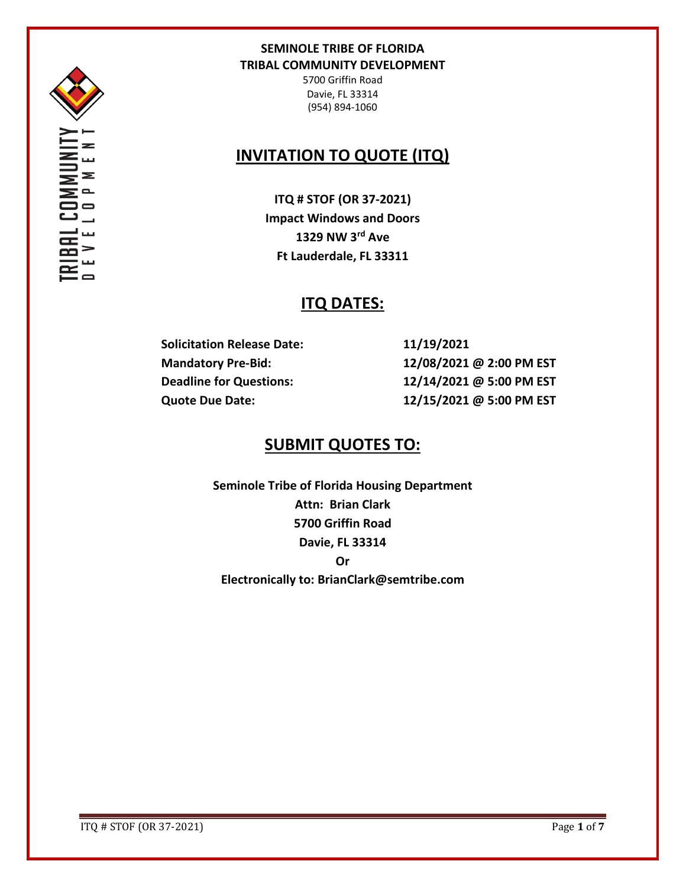**SEMINOLE TRIBE OF FLORIDA**
**TRIBAL COMMUNITY DEVELOPMENT**

5700 Griffin Road
Davie, FL 33314
(954) 894-1060

# INVITATION TO QUOTE (ITQ)

**ITQ # STOF (OR 37-2021)**
**Impact Windows and Doors**
**1329 NW 3rd Ave**
**Ft Lauderdale, FL 33311**

## ITQ DATES:

| | |
|---|---|
| **Solicitation Release Date:** | **11/19/2021** |
| **Mandatory Pre-Bid:** | **12/08/2021 @ 2:00 PM EST** |
| **Deadline for Questions:** | **12/14/2021 @ 5:00 PM EST** |
| **Quote Due Date:** | **12/15/2021 @ 5:00 PM EST** |

## SUBMIT QUOTES TO:

**Seminole Tribe of Florida Housing Department**
**Attn: Brian Clark**
**5700 Griffin Road**
**Davie, FL 33314**
**Or**
**Electronically to: BrianClark@semtribe.com**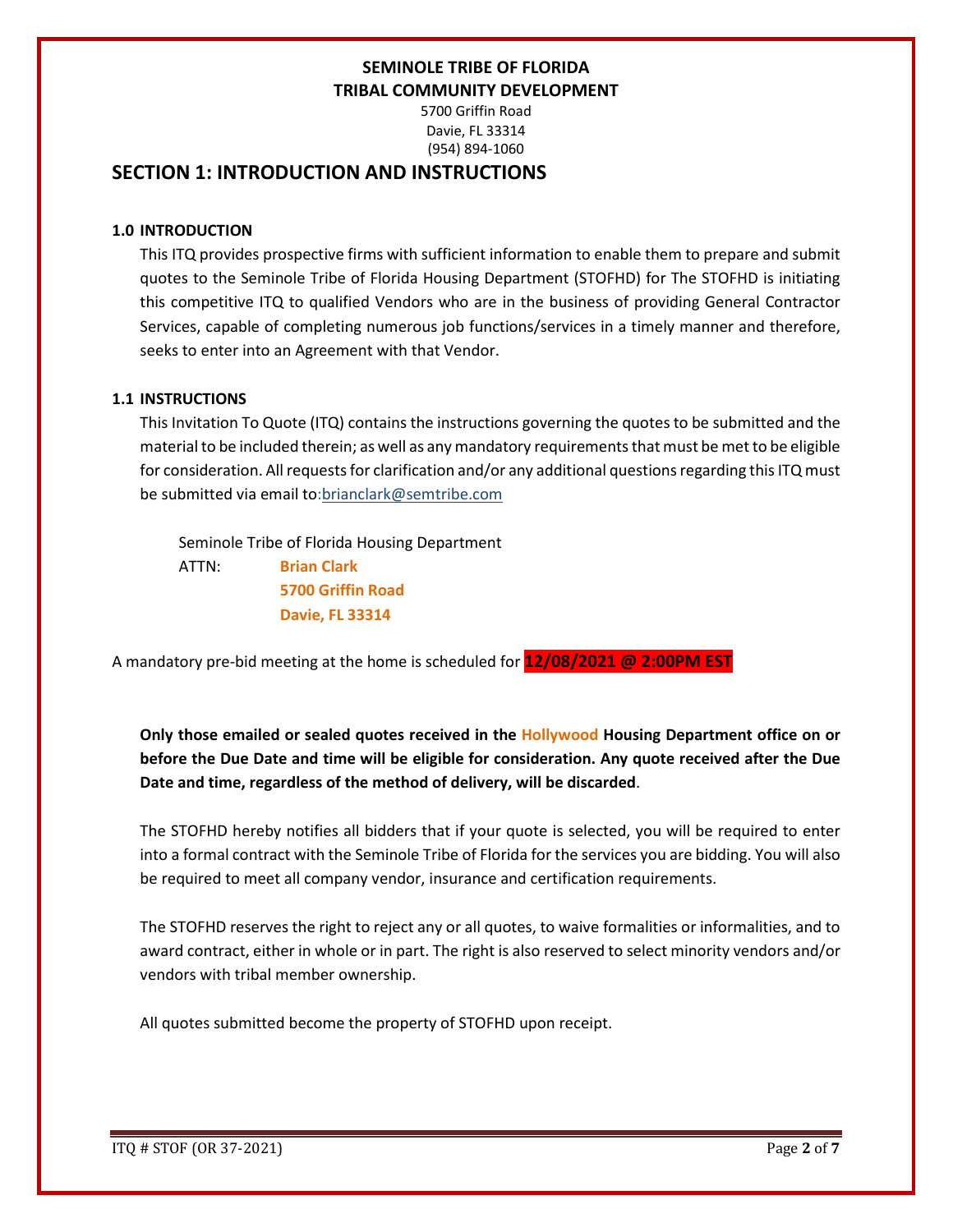**SEMINOLE TRIBE OF FLORIDA**
**TRIBAL COMMUNITY DEVELOPMENT**
5700 Griffin Road
Davie, FL 33314
(954) 894-1060

## SECTION 1: INTRODUCTION AND INSTRUCTIONS

### 1.0 INTRODUCTION

This ITQ provides prospective firms with sufficient information to enable them to prepare and submit quotes to the Seminole Tribe of Florida Housing Department (STOFHD) for The STOFHD is initiating this competitive ITQ to qualified Vendors who are in the business of providing General Contractor Services, capable of completing numerous job functions/services in a timely manner and therefore, seeks to enter into an Agreement with that Vendor.

### 1.1 INSTRUCTIONS

This Invitation To Quote (ITQ) contains the instructions governing the quotes to be submitted and the material to be included therein; as well as any mandatory requirements that must be met to be eligible for consideration. All requests for clarification and/or any additional questions regarding this ITQ must be submitted via email to:brianclark@semtribe.com

Seminole Tribe of Florida Housing Department
ATTN: **Brian Clark**
**5700 Griffin Road**
**Davie, FL 33314**

A mandatory pre-bid meeting at the home is scheduled for **12/08/2021 @ 2:00PM EST**

**Only those emailed or sealed quotes received in the Hollywood Housing Department office on or before the Due Date and time will be eligible for consideration. Any quote received after the Due Date and time, regardless of the method of delivery, will be discarded**.

The STOFHD hereby notifies all bidders that if your quote is selected, you will be required to enter into a formal contract with the Seminole Tribe of Florida for the services you are bidding. You will also be required to meet all company vendor, insurance and certification requirements.

The STOFHD reserves the right to reject any or all quotes, to waive formalities or informalities, and to award contract, either in whole or in part. The right is also reserved to select minority vendors and/or vendors with tribal member ownership.

All quotes submitted become the property of STOFHD upon receipt.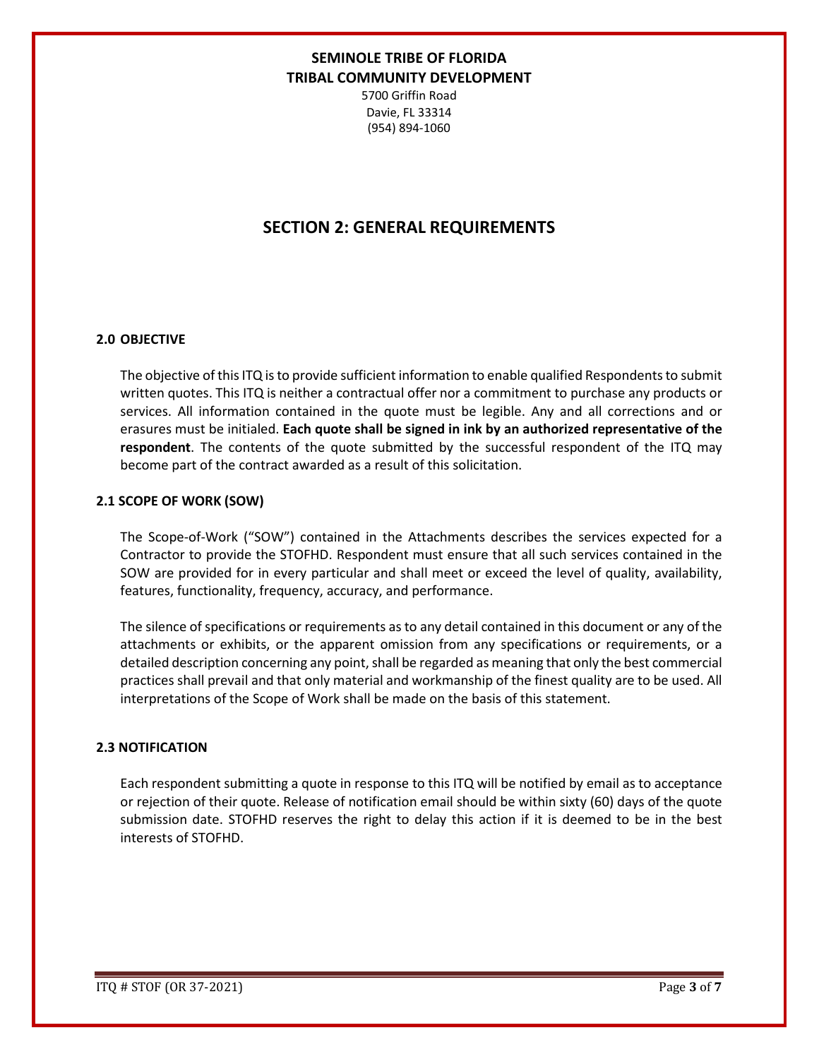**SEMINOLE TRIBE OF FLORIDA**
**TRIBAL COMMUNITY DEVELOPMENT**

5700 Griffin Road
Davie, FL 33314
(954) 894-1060

# SECTION 2: GENERAL REQUIREMENTS

### 2.0 OBJECTIVE

The objective of this ITQ is to provide sufficient information to enable qualified Respondents to submit written quotes. This ITQ is neither a contractual offer nor a commitment to purchase any products or services. All information contained in the quote must be legible. Any and all corrections and or erasures must be initialed. **Each quote shall be signed in ink by an authorized representative of the respondent**. The contents of the quote submitted by the successful respondent of the ITQ may become part of the contract awarded as a result of this solicitation.

### 2.1 SCOPE OF WORK (SOW)

The Scope-of-Work ("SOW") contained in the Attachments describes the services expected for a Contractor to provide the STOFHD. Respondent must ensure that all such services contained in the SOW are provided for in every particular and shall meet or exceed the level of quality, availability, features, functionality, frequency, accuracy, and performance.

The silence of specifications or requirements as to any detail contained in this document or any of the attachments or exhibits, or the apparent omission from any specifications or requirements, or a detailed description concerning any point, shall be regarded as meaning that only the best commercial practices shall prevail and that only material and workmanship of the finest quality are to be used. All interpretations of the Scope of Work shall be made on the basis of this statement.

### 2.3 NOTIFICATION

Each respondent submitting a quote in response to this ITQ will be notified by email as to acceptance or rejection of their quote. Release of notification email should be within sixty (60) days of the quote submission date. STOFHD reserves the right to delay this action if it is deemed to be in the best interests of STOFHD.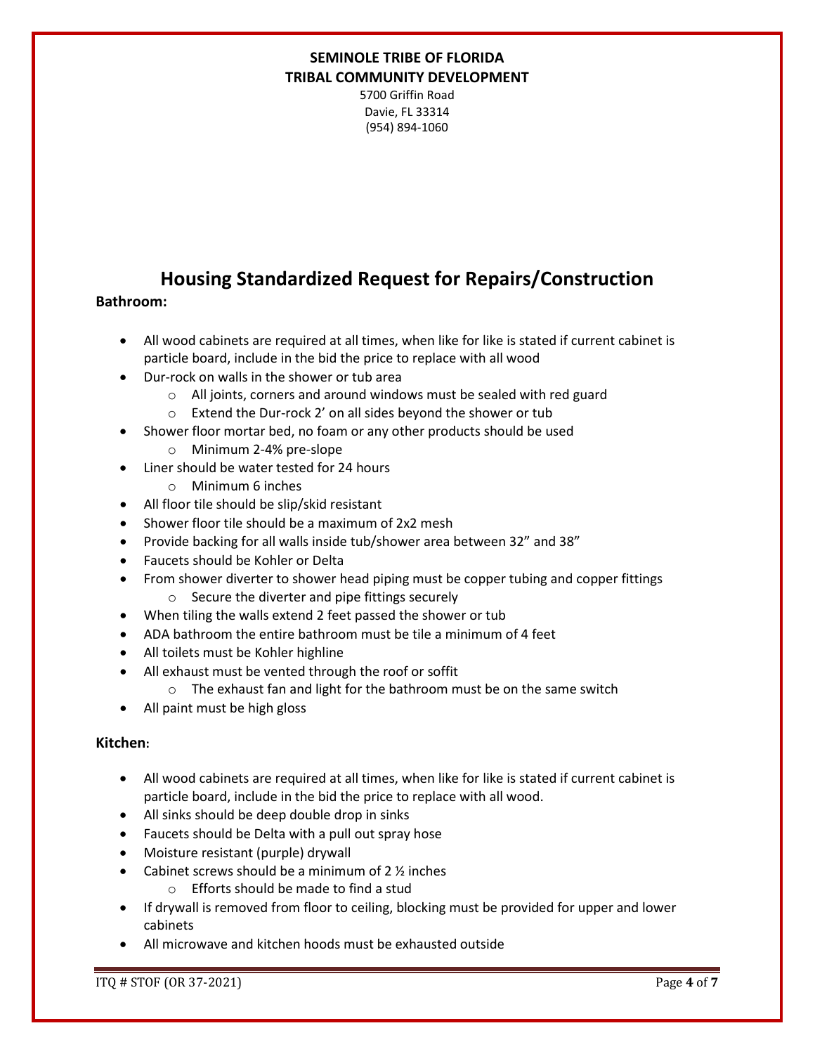**SEMINOLE TRIBE OF FLORIDA**
**TRIBAL COMMUNITY DEVELOPMENT**
5700 Griffin Road
Davie, FL 33314
(954) 894-1060

# Housing Standardized Request for Repairs/Construction

**Bathroom:**

- All wood cabinets are required at all times, when like for like is stated if current cabinet is particle board, include in the bid the price to replace with all wood
- Dur-rock on walls in the shower or tub area
  - All joints, corners and around windows must be sealed with red guard
  - Extend the Dur-rock 2' on all sides beyond the shower or tub
- Shower floor mortar bed, no foam or any other products should be used
  - Minimum 2-4% pre-slope
- Liner should be water tested for 24 hours
  - Minimum 6 inches
- All floor tile should be slip/skid resistant
- Shower floor tile should be a maximum of 2x2 mesh
- Provide backing for all walls inside tub/shower area between 32" and 38"
- Faucets should be Kohler or Delta
- From shower diverter to shower head piping must be copper tubing and copper fittings
  - Secure the diverter and pipe fittings securely
- When tiling the walls extend 2 feet passed the shower or tub
- ADA bathroom the entire bathroom must be tile a minimum of 4 feet
- All toilets must be Kohler highline
- All exhaust must be vented through the roof or soffit
  - The exhaust fan and light for the bathroom must be on the same switch
- All paint must be high gloss

**Kitchen:**

- All wood cabinets are required at all times, when like for like is stated if current cabinet is particle board, include in the bid the price to replace with all wood.
- All sinks should be deep double drop in sinks
- Faucets should be Delta with a pull out spray hose
- Moisture resistant (purple) drywall
- Cabinet screws should be a minimum of 2 ½ inches
  - Efforts should be made to find a stud
- If drywall is removed from floor to ceiling, blocking must be provided for upper and lower cabinets
- All microwave and kitchen hoods must be exhausted outside

ITQ # STOF (OR 37-2021)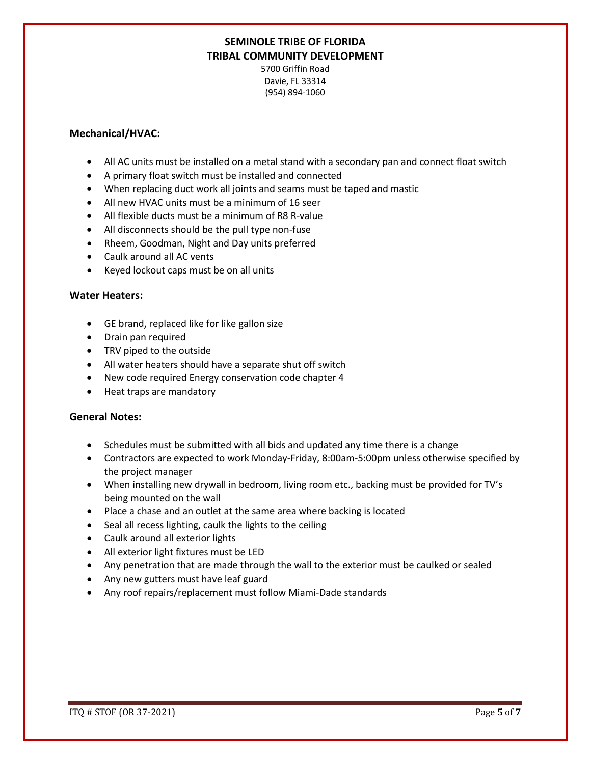**SEMINOLE TRIBE OF FLORIDA**
**TRIBAL COMMUNITY DEVELOPMENT**
5700 Griffin Road
Davie, FL 33314
(954) 894-1060

### Mechanical/HVAC:

- All AC units must be installed on a metal stand with a secondary pan and connect float switch
- A primary float switch must be installed and connected
- When replacing duct work all joints and seams must be taped and mastic
- All new HVAC units must be a minimum of 16 seer
- All flexible ducts must be a minimum of R8 R-value
- All disconnects should be the pull type non-fuse
- Rheem, Goodman, Night and Day units preferred
- Caulk around all AC vents
- Keyed lockout caps must be on all units

### Water Heaters:

- GE brand, replaced like for like gallon size
- Drain pan required
- TRV piped to the outside
- All water heaters should have a separate shut off switch
- New code required Energy conservation code chapter 4
- Heat traps are mandatory

### General Notes:

- Schedules must be submitted with all bids and updated any time there is a change
- Contractors are expected to work Monday-Friday, 8:00am-5:00pm unless otherwise specified by the project manager
- When installing new drywall in bedroom, living room etc., backing must be provided for TV's being mounted on the wall
- Place a chase and an outlet at the same area where backing is located
- Seal all recess lighting, caulk the lights to the ceiling
- Caulk around all exterior lights
- All exterior light fixtures must be LED
- Any penetration that are made through the wall to the exterior must be caulked or sealed
- Any new gutters must have leaf guard
- Any roof repairs/replacement must follow Miami-Dade standards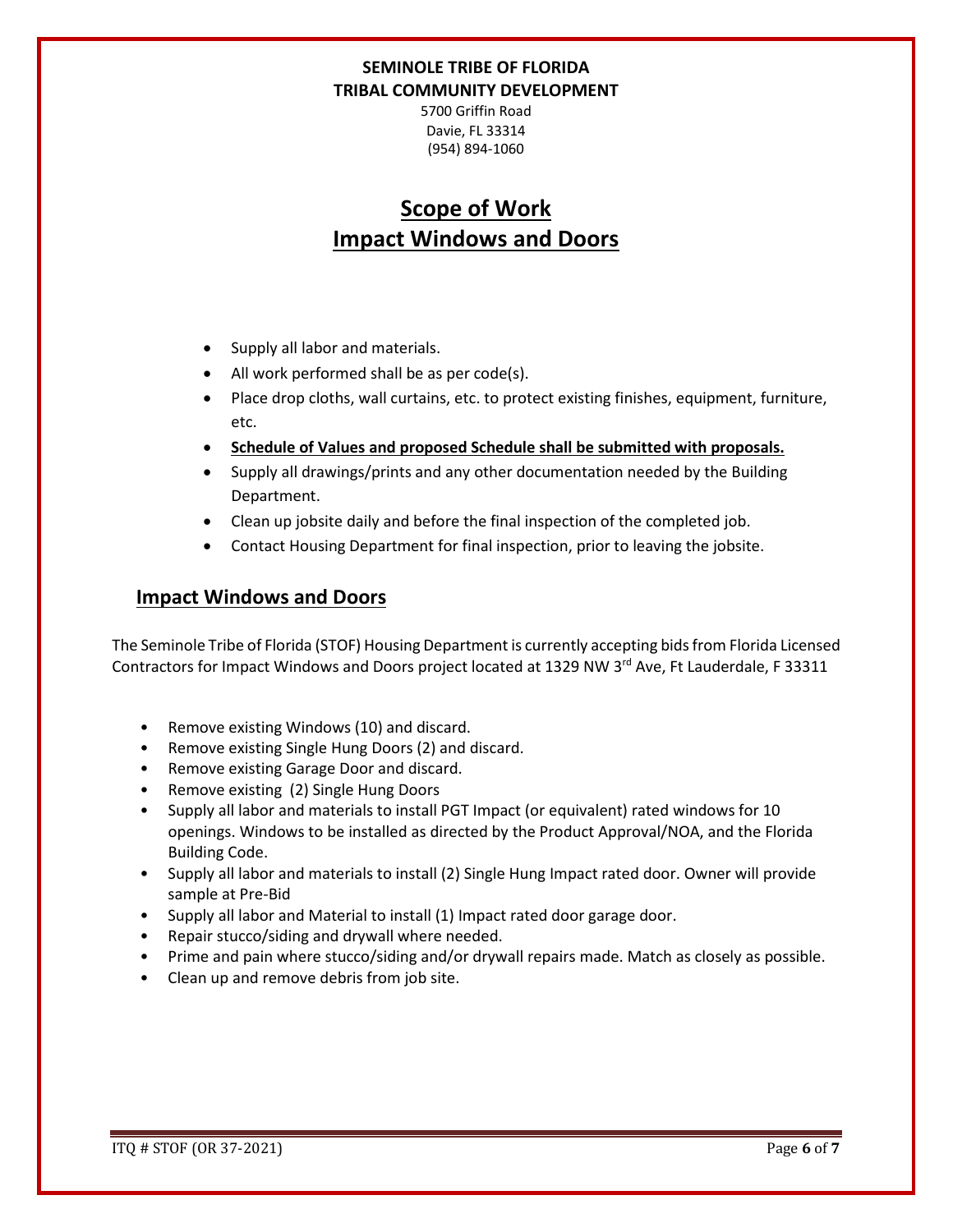**SEMINOLE TRIBE OF FLORIDA**
**TRIBAL COMMUNITY DEVELOPMENT**
5700 Griffin Road
Davie, FL 33314
(954) 894-1060

# Scope of Work
# Impact Windows and Doors

- Supply all labor and materials.
- All work performed shall be as per code(s).
- Place drop cloths, wall curtains, etc. to protect existing finishes, equipment, furniture, etc.
- **Schedule of Values and proposed Schedule shall be submitted with proposals.**
- Supply all drawings/prints and any other documentation needed by the Building Department.
- Clean up jobsite daily and before the final inspection of the completed job.
- Contact Housing Department for final inspection, prior to leaving the jobsite.

## Impact Windows and Doors

The Seminole Tribe of Florida (STOF) Housing Department is currently accepting bids from Florida Licensed Contractors for Impact Windows and Doors project located at 1329 NW 3rd Ave, Ft Lauderdale, F 33311

- Remove existing Windows (10) and discard.
- Remove existing Single Hung Doors (2) and discard.
- Remove existing Garage Door and discard.
- Remove existing (2) Single Hung Doors
- Supply all labor and materials to install PGT Impact (or equivalent) rated windows for 10 openings. Windows to be installed as directed by the Product Approval/NOA, and the Florida Building Code.
- Supply all labor and materials to install (2) Single Hung Impact rated door. Owner will provide sample at Pre-Bid
- Supply all labor and Material to install (1) Impact rated door garage door.
- Repair stucco/siding and drywall where needed.
- Prime and pain where stucco/siding and/or drywall repairs made. Match as closely as possible.
- Clean up and remove debris from job site.

ITQ # STOF (OR 37-2021)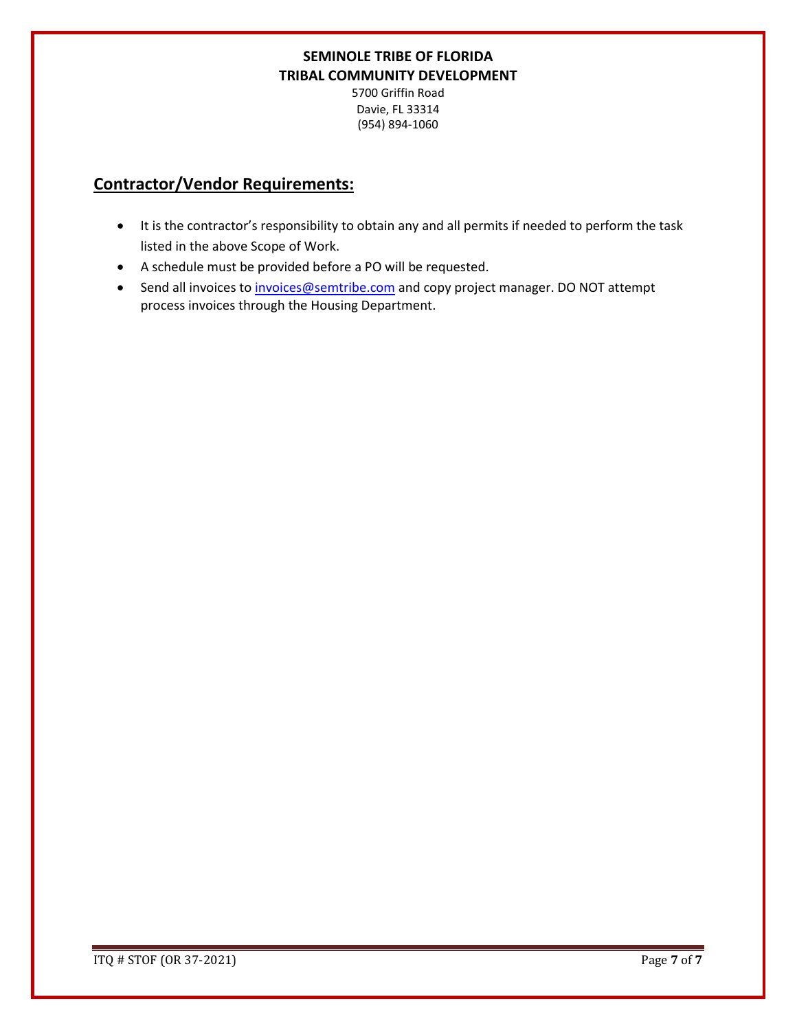**SEMINOLE TRIBE OF FLORIDA**
**TRIBAL COMMUNITY DEVELOPMENT**
5700 Griffin Road
Davie, FL 33314
(954) 894-1060

## Contractor/Vendor Requirements:

- It is the contractor's responsibility to obtain any and all permits if needed to perform the task listed in the above Scope of Work.
- A schedule must be provided before a PO will be requested.
- Send all invoices to invoices@semtribe.com and copy project manager. DO NOT attempt process invoices through the Housing Department.